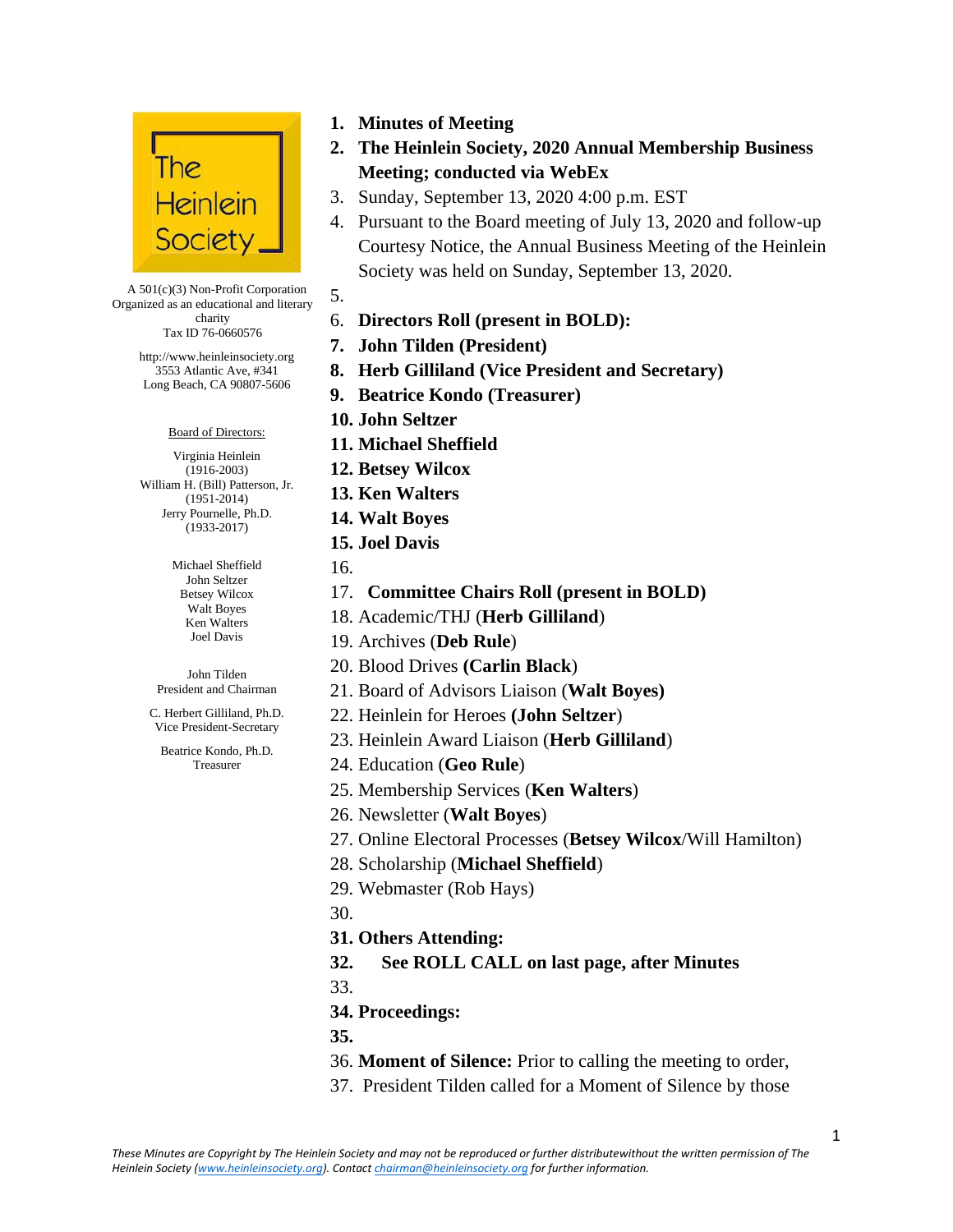The Heinlein Society

A 501(c)(3) Non-Profit Corporation
Organized as an educational and literary charity
Tax ID 76-0660576

http://www.heinleinsociety.org
3553 Atlantic Ave, #341
Long Beach, CA 90807-5606

Board of Directors:

Virginia Heinlein
(1916-2003)
William H. (Bill) Patterson, Jr.
(1951-2014)
Jerry Pournelle, Ph.D.
(1933-2017)

Michael Sheffield
John Seltzer
Betsey Wilcox
Walt Boyes
Ken Walters
Joel Davis

John Tilden
President and Chairman

C. Herbert Gilliland, Ph.D.
Vice President-Secretary

Beatrice Kondo, Ph.D.
Treasurer

1. **Minutes of Meeting**
2. **The Heinlein Society, 2020 Annual Membership Business Meeting; conducted via WebEx**
3. Sunday, September 13, 2020 4:00 p.m. EST
4. Pursuant to the Board meeting of July 13, 2020 and follow-up Courtesy Notice, the Annual Business Meeting of the Heinlein Society was held on Sunday, September 13, 2020.
5.
6. **Directors Roll (present in BOLD):**
7. **John Tilden (President)**
8. **Herb Gilliland (Vice President and Secretary)**
9. **Beatrice Kondo (Treasurer)**
10. **John Seltzer**
11. **Michael Sheffield**
12. **Betsey Wilcox**
13. **Ken Walters**
14. **Walt Boyes**
15. **Joel Davis**
16.
17. **Committee Chairs Roll (present in BOLD)**
18. Academic/THJ (**Herb Gilliland**)
19. Archives (**Deb Rule**)
20. Blood Drives **(Carlin Black**)
21. Board of Advisors Liaison (**Walt Boyes)**
22. Heinlein for Heroes **(John Seltzer**)
23. Heinlein Award Liaison (**Herb Gilliland**)
24. Education (**Geo Rule**)
25. Membership Services (**Ken Walters**)
26. Newsletter (**Walt Boyes**)
27. Online Electoral Processes (**Betsey Wilcox**/Will Hamilton)
28. Scholarship (**Michael Sheffield**)
29. Webmaster (Rob Hays)
30.
31. **Others Attending:**
32. **See ROLL CALL on last page, after Minutes**
33.
34. **Proceedings:**
35.
36. **Moment of Silence:** Prior to calling the meeting to order,
37. President Tilden called for a Moment of Silence by those

*These Minutes are Copyright by The Heinlein Society and may not be reproduced or further distributewithout the written permission of The Heinlein Society (www.heinleinsociety.org). Contact chairman@heinleinsociety.org for further information.*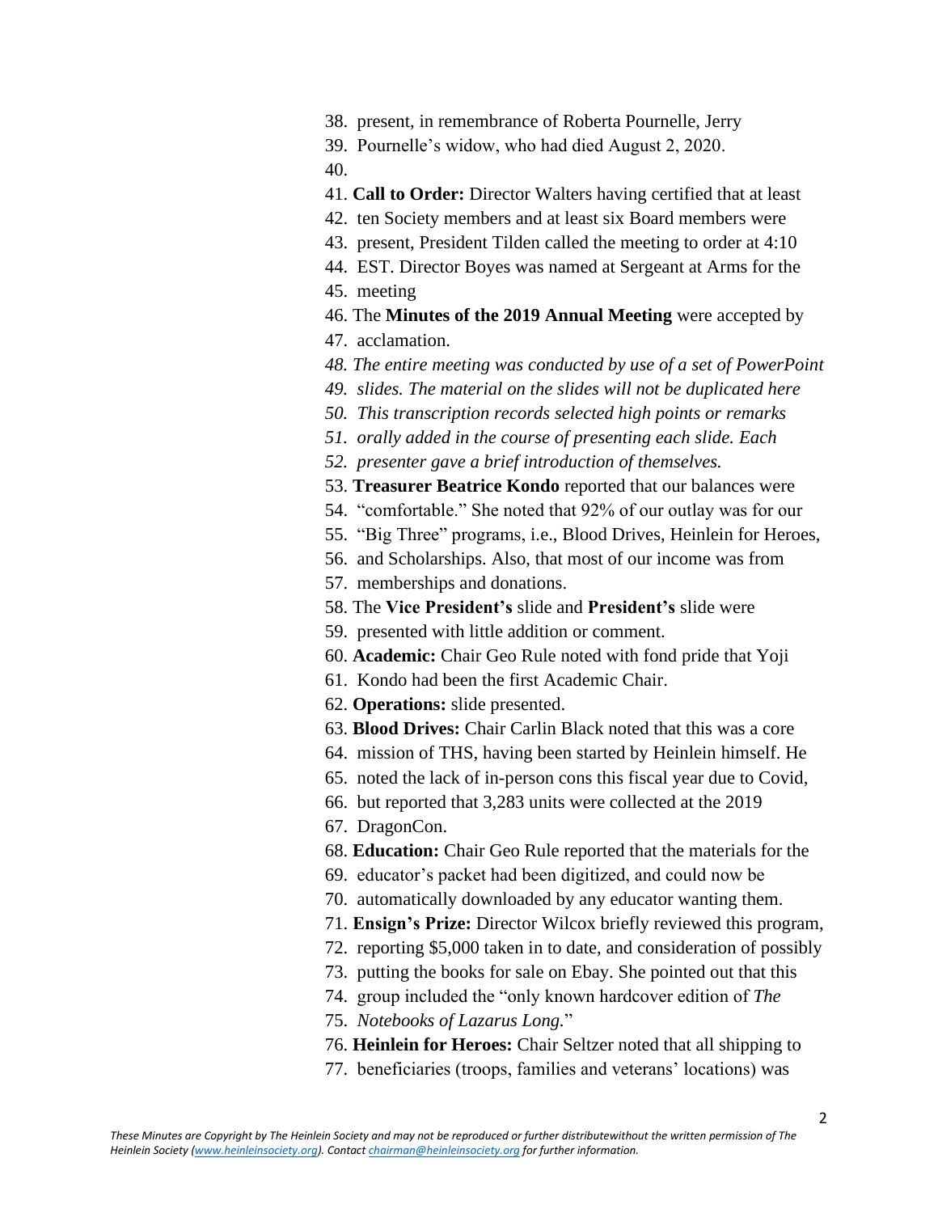38. present, in remembrance of Roberta Pournelle, Jerry
39. Pournelle's widow, who had died August 2, 2020.
40.
41. **Call to Order:** Director Walters having certified that at least
42. ten Society members and at least six Board members were
43. present, President Tilden called the meeting to order at 4:10
44. EST. Director Boyes was named at Sergeant at Arms for the
45. meeting
46. The **Minutes of the 2019 Annual Meeting** were accepted by
47. acclamation.
48. *The entire meeting was conducted by use of a set of PowerPoint*
49. *slides. The material on the slides will not be duplicated here*
50. *This transcription records selected high points or remarks*
51. *orally added in the course of presenting each slide. Each*
52. *presenter gave a brief introduction of themselves.*
53. **Treasurer Beatrice Kondo** reported that our balances were
54. "comfortable." She noted that 92% of our outlay was for our
55. "Big Three" programs, i.e., Blood Drives, Heinlein for Heroes,
56. and Scholarships. Also, that most of our income was from
57. memberships and donations.
58. The **Vice President's** slide and **President's** slide were
59. presented with little addition or comment.
60. **Academic:** Chair Geo Rule noted with fond pride that Yoji
61. Kondo had been the first Academic Chair.
62. **Operations:** slide presented.
63. **Blood Drives:** Chair Carlin Black noted that this was a core
64. mission of THS, having been started by Heinlein himself. He
65. noted the lack of in-person cons this fiscal year due to Covid,
66. but reported that 3,283 units were collected at the 2019
67. DragonCon.
68. **Education:** Chair Geo Rule reported that the materials for the
69. educator's packet had been digitized, and could now be
70. automatically downloaded by any educator wanting them.
71. **Ensign's Prize:** Director Wilcox briefly reviewed this program,
72. reporting $5,000 taken in to date, and consideration of possibly
73. putting the books for sale on Ebay. She pointed out that this
74. group included the "only known hardcover edition of *The*
75. *Notebooks of Lazarus Long.*"
76. **Heinlein for Heroes:** Chair Seltzer noted that all shipping to
77. beneficiaries (troops, families and veterans' locations) was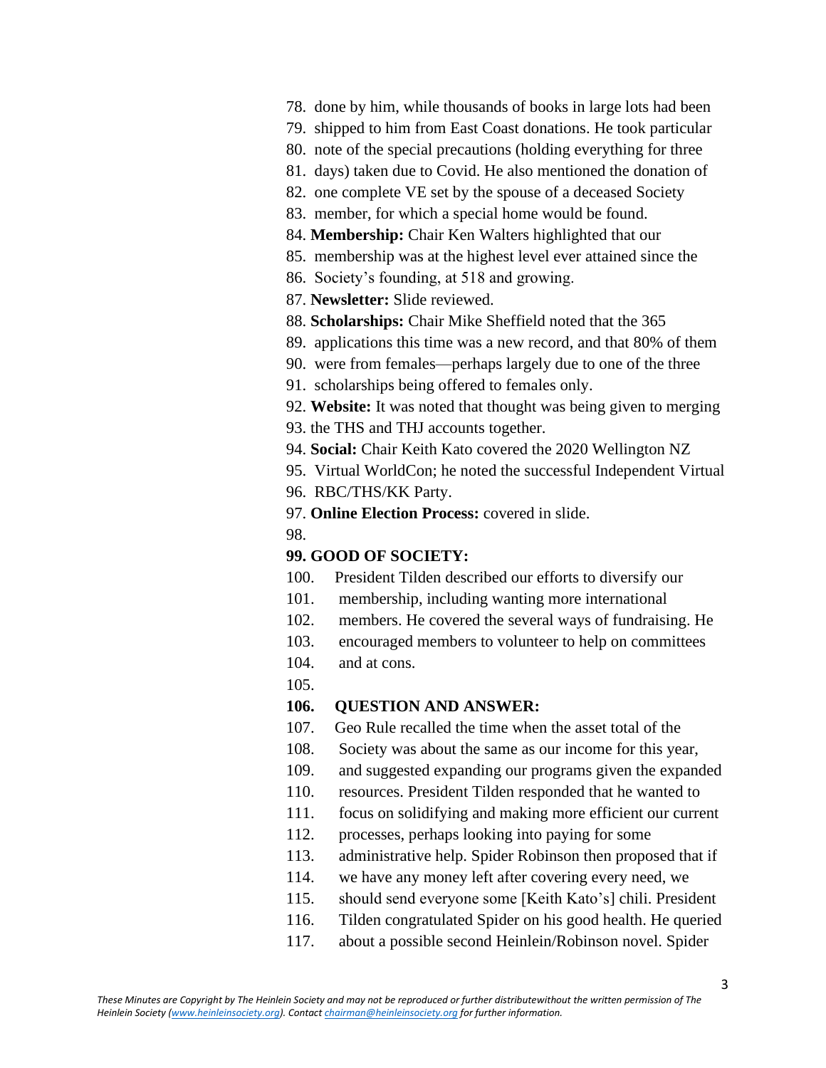78. done by him, while thousands of books in large lots had been
79. shipped to him from East Coast donations. He took particular
80. note of the special precautions (holding everything for three
81. days) taken due to Covid. He also mentioned the donation of
82. one complete VE set by the spouse of a deceased Society
83. member, for which a special home would be found.
84. **Membership:** Chair Ken Walters highlighted that our
85. membership was at the highest level ever attained since the
86. Society's founding, at 518 and growing.
87. **Newsletter:** Slide reviewed.
88. **Scholarships:** Chair Mike Sheffield noted that the 365
89. applications this time was a new record, and that 80% of them
90. were from females—perhaps largely due to one of the three
91. scholarships being offered to females only.
92. **Website:** It was noted that thought was being given to merging
93. the THS and THJ accounts together.
94. **Social:** Chair Keith Kato covered the 2020 Wellington NZ
95. Virtual WorldCon; he noted the successful Independent Virtual
96. RBC/THS/KK Party.
97. **Online Election Process:** covered in slide.
98.

**99. GOOD OF SOCIETY:**

100. President Tilden described our efforts to diversify our
101. membership, including wanting more international
102. members. He covered the several ways of fundraising. He
103. encouraged members to volunteer to help on committees
104. and at cons.
105.

**106. QUESTION AND ANSWER:**

107. Geo Rule recalled the time when the asset total of the
108. Society was about the same as our income for this year,
109. and suggested expanding our programs given the expanded
110. resources. President Tilden responded that he wanted to
111. focus on solidifying and making more efficient our current
112. processes, perhaps looking into paying for some
113. administrative help. Spider Robinson then proposed that if
114. we have any money left after covering every need, we
115. should send everyone some [Keith Kato's] chili. President
116. Tilden congratulated Spider on his good health. He queried
117. about a possible second Heinlein/Robinson novel. Spider

*These Minutes are Copyright by The Heinlein Society and may not be reproduced or further distributewithout the written permission of The Heinlein Society (www.heinleinsociety.org). Contact chairman@heinleinsociety.org for further information.*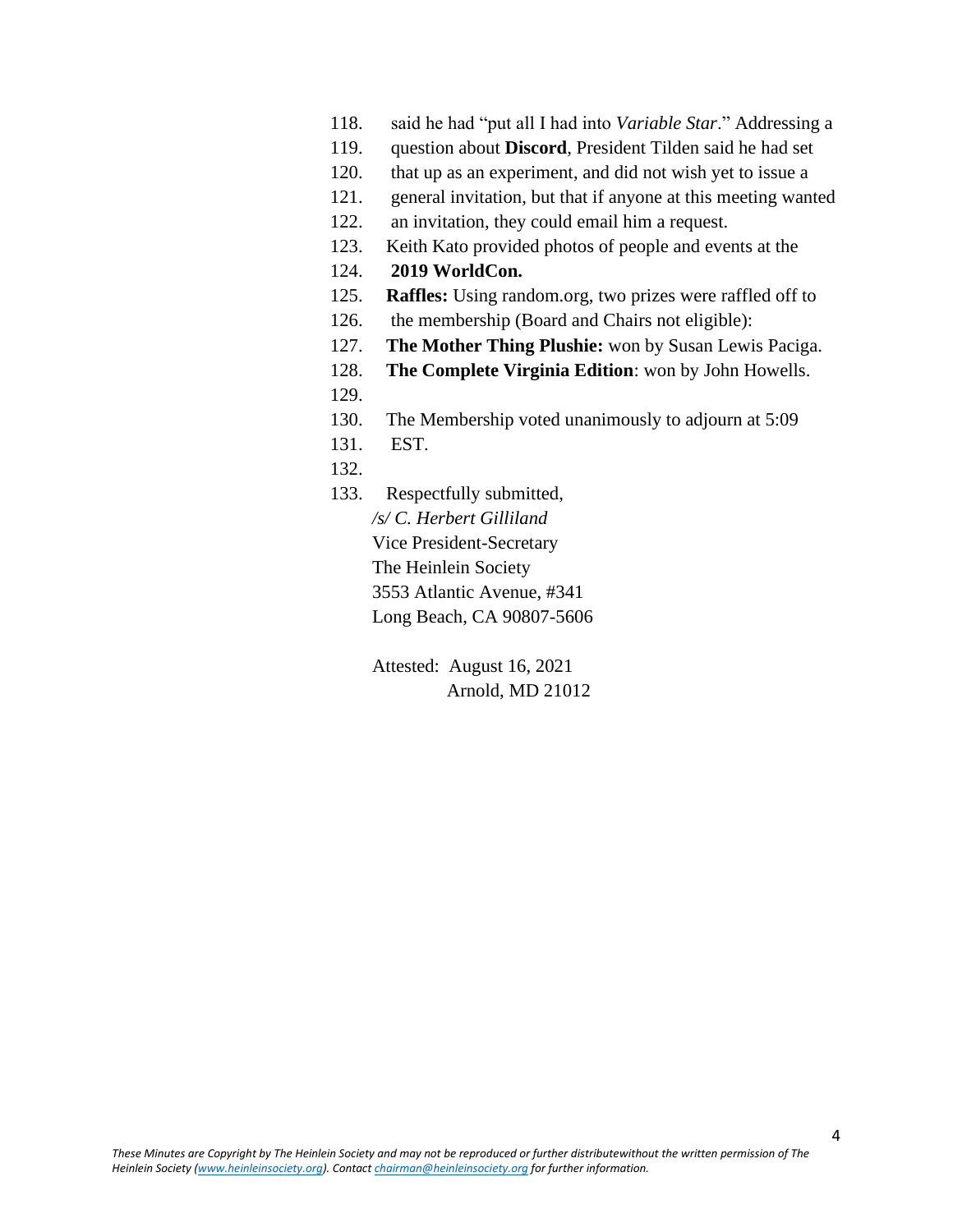118. said he had "put all I had into *Variable Star*." Addressing a
119. question about **Discord**, President Tilden said he had set
120. that up as an experiment, and did not wish yet to issue a
121. general invitation, but that if anyone at this meeting wanted
122. an invitation, they could email him a request.
123. Keith Kato provided photos of people and events at the
124. **2019 WorldCon.**
125. **Raffles:** Using random.org, two prizes were raffled off to
126. the membership (Board and Chairs not eligible):
127. **The Mother Thing Plushie:** won by Susan Lewis Paciga.
128. **The Complete Virginia Edition**: won by John Howells.
129.
130. The Membership voted unanimously to adjourn at 5:09
131. EST.
132.
133. Respectfully submitted,

*/s/ C. Herbert Gilliland*
Vice President-Secretary
The Heinlein Society
3553 Atlantic Avenue, #341
Long Beach, CA 90807-5606

Attested: August 16, 2021
Arnold, MD 21012

*These Minutes are Copyright by The Heinlein Society and may not be reproduced or further distributewithout the written permission of The Heinlein Society (www.heinleinsociety.org). Contact chairman@heinleinsociety.org for further information.*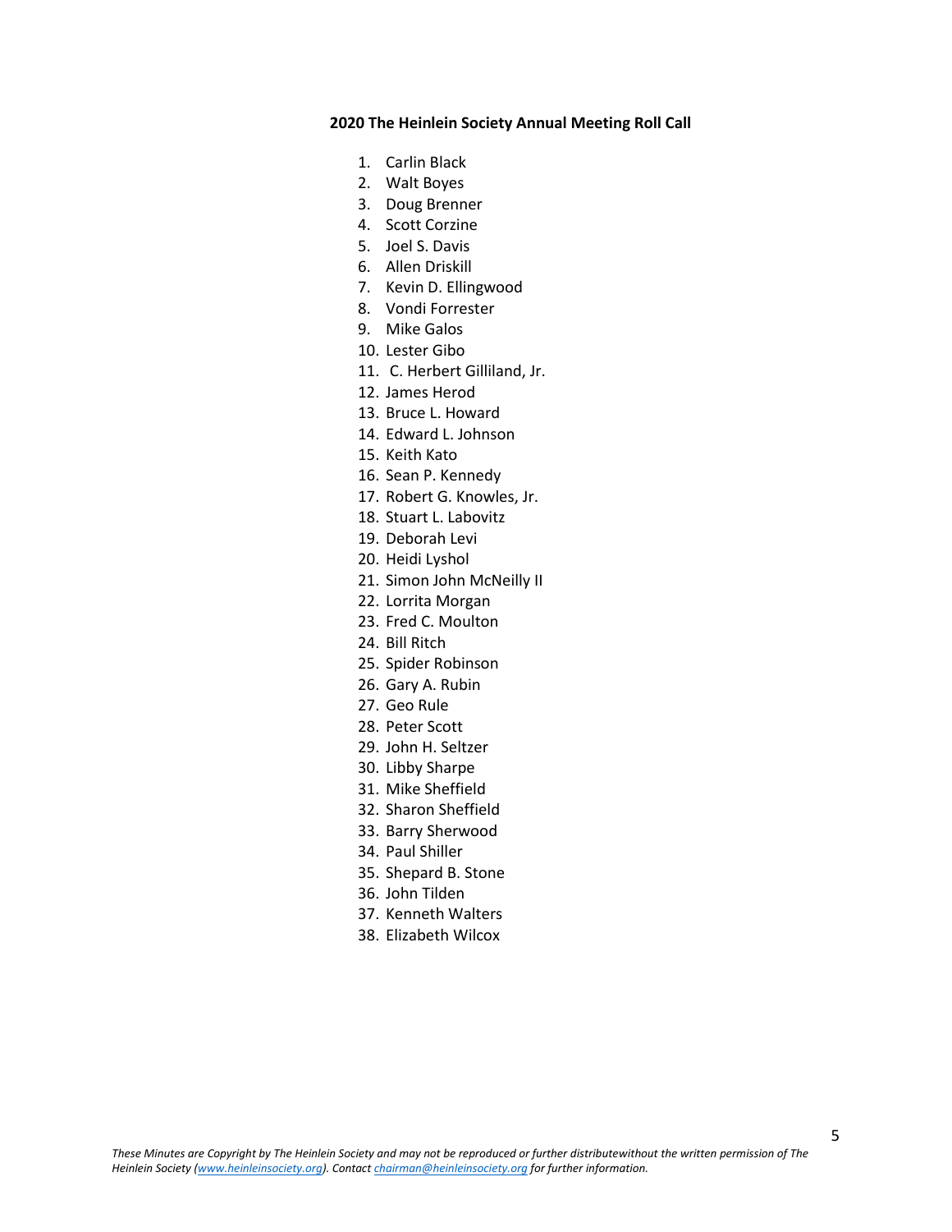**2020 The Heinlein Society Annual Meeting Roll Call**

1. Carlin Black
2. Walt Boyes
3. Doug Brenner
4. Scott Corzine
5. Joel S. Davis
6. Allen Driskill
7. Kevin D. Ellingwood
8. Vondi Forrester
9. Mike Galos
10. Lester Gibo
11. C. Herbert Gilliland, Jr.
12. James Herod
13. Bruce L. Howard
14. Edward L. Johnson
15. Keith Kato
16. Sean P. Kennedy
17. Robert G. Knowles, Jr.
18. Stuart L. Labovitz
19. Deborah Levi
20. Heidi Lyshol
21. Simon John McNeilly II
22. Lorrita Morgan
23. Fred C. Moulton
24. Bill Ritch
25. Spider Robinson
26. Gary A. Rubin
27. Geo Rule
28. Peter Scott
29. John H. Seltzer
30. Libby Sharpe
31. Mike Sheffield
32. Sharon Sheffield
33. Barry Sherwood
34. Paul Shiller
35. Shepard B. Stone
36. John Tilden
37. Kenneth Walters
38. Elizabeth Wilcox

*These Minutes are Copyright by The Heinlein Society and may not be reproduced or further distributewithout the written permission of The Heinlein Society (www.heinleinsociety.org). Contact chairman@heinleinsociety.org for further information.*